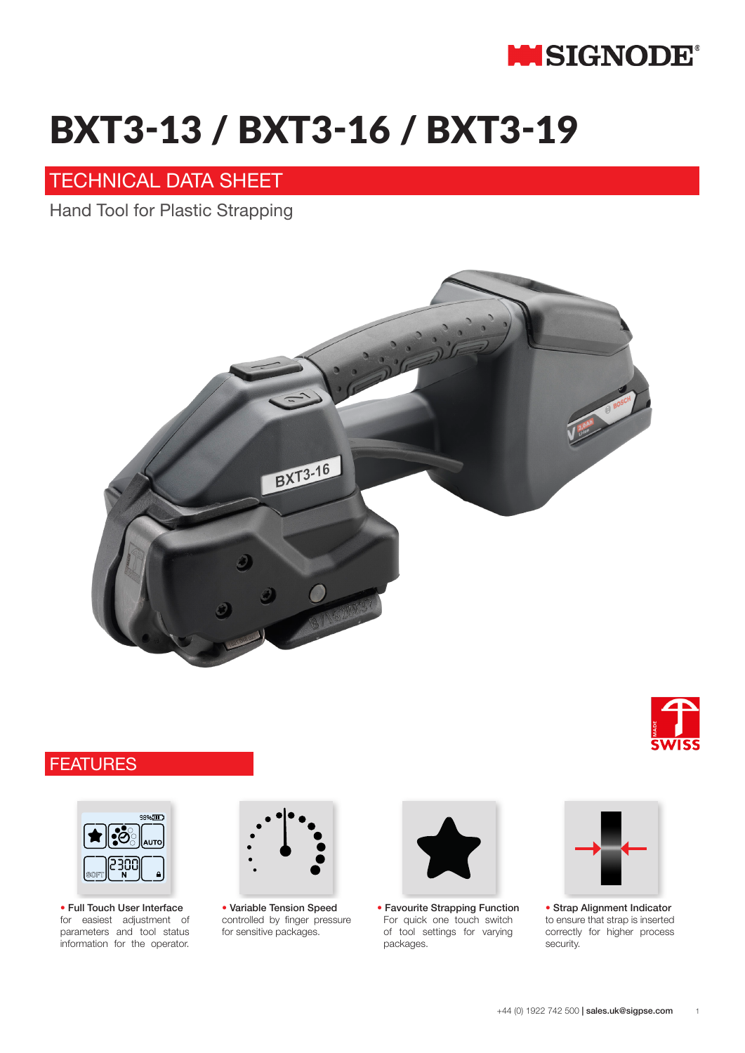# BXT3-13 / BXT3-16 / BXT3-19

## TECHNICAL DATA SHEET

Hand Tool for Plastic Strapping

## FEATURES

- **Full Touch User Interface** for easiest adjustment of parameters and tool status information for the operator.
- **Variable Tension Speed** controlled by finger pressure for sensitive packages.
- **Favourite Strapping Function** For quick one touch switch of tool settings for varying packages.
- **Strap Alignment Indicator** to ensure that strap is inserted correctly for higher process security.

+44 (0) 1922 742 500 | **sales.uk@sigpse.com**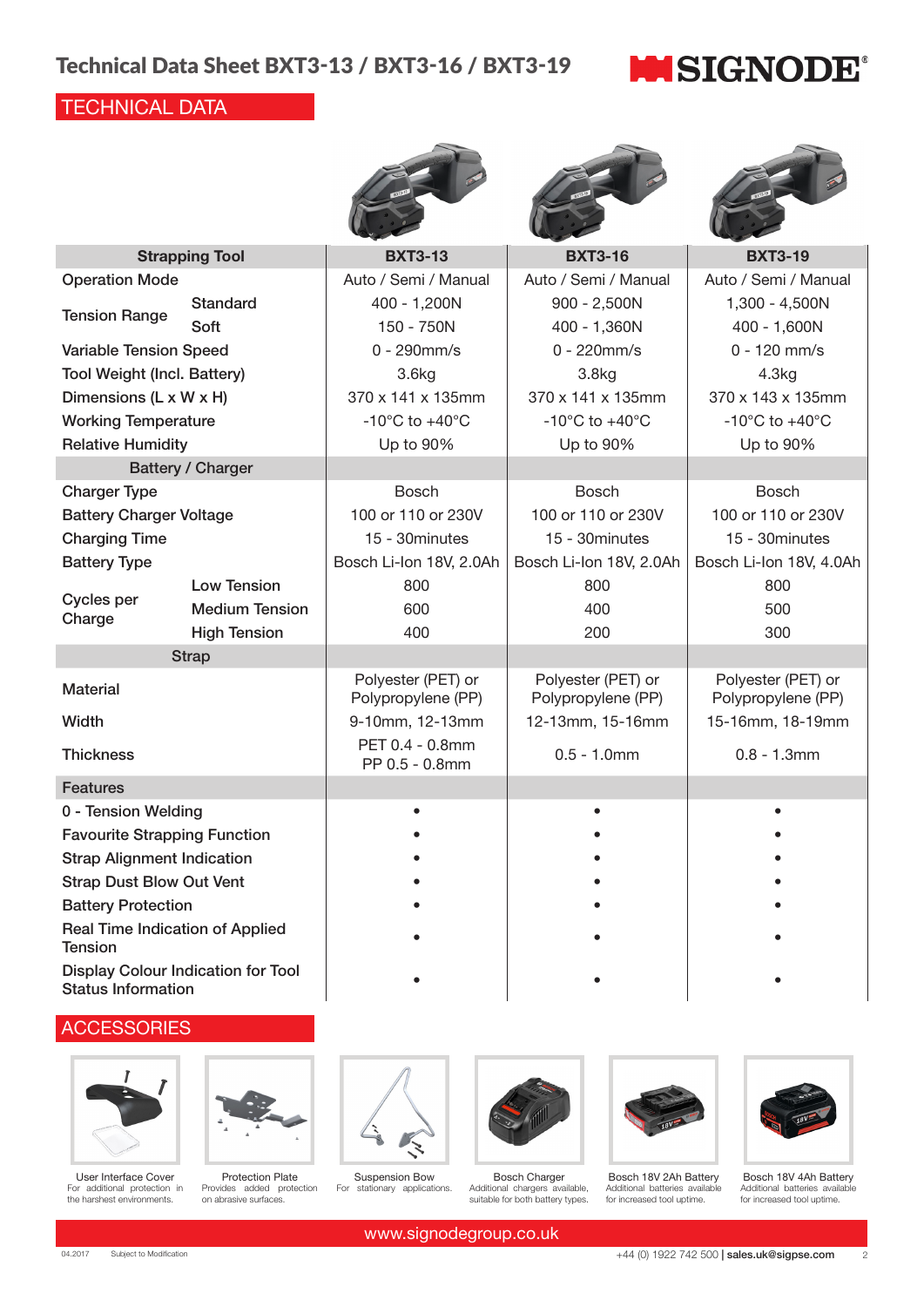# Technical Data Sheet BXT3-13 / BXT3-16 / BXT3-19

## TECHNICAL DATA

| Strapping Tool | | BXT3-13 | BXT3-16 | BXT3-19 |
|---|---|---|---|---|
| Operation Mode | | Auto / Semi / Manual | Auto / Semi / Manual | Auto / Semi / Manual |
| Tension Range | Standard | 400 - 1,200N | 900 - 2,500N | 1,300 - 4,500N |
| | Soft | 150 - 750N | 400 - 1,360N | 400 - 1,600N |
| Variable Tension Speed | | 0 - 290mm/s | 0 - 220mm/s | 0 - 120 mm/s |
| Tool Weight (Incl. Battery) | | 3.6kg | 3.8kg | 4.3kg |
| Dimensions (L x W x H) | | 370 x 141 x 135mm | 370 x 141 x 135mm | 370 x 143 x 135mm |
| Working Temperature | | -10°C to +40°C | -10°C to +40°C | -10°C to +40°C |
| Relative Humidity | | Up to 90% | Up to 90% | Up to 90% |
| **Battery / Charger** | | | | |
| Charger Type | | Bosch | Bosch | Bosch |
| Battery Charger Voltage | | 100 or 110 or 230V | 100 or 110 or 230V | 100 or 110 or 230V |
| Charging Time | | 15 - 30minutes | 15 - 30minutes | 15 - 30minutes |
| Battery Type | | Bosch Li-Ion 18V, 2.0Ah | Bosch Li-Ion 18V, 2.0Ah | Bosch Li-Ion 18V, 4.0Ah |
| Cycles per Charge | Low Tension | 800 | 800 | 800 |
| | Medium Tension | 600 | 400 | 500 |
| | High Tension | 400 | 200 | 300 |
| **Strap** | | | | |
| Material | | Polyester (PET) or Polypropylene (PP) | Polyester (PET) or Polypropylene (PP) | Polyester (PET) or Polypropylene (PP) |
| Width | | 9-10mm, 12-13mm | 12-13mm, 15-16mm | 15-16mm, 18-19mm |
| Thickness | | PET 0.4 - 0.8mm<br>PP 0.5 - 0.8mm | 0.5 - 1.0mm | 0.8 - 1.3mm |
| **Features** | | | | |
| 0 - Tension Welding | | • | • | • |
| Favourite Strapping Function | | • | • | • |
| Strap Alignment Indication | | • | • | • |
| Strap Dust Blow Out Vent | | • | • | • |
| Battery Protection | | • | • | • |
| Real Time Indication of Applied Tension | | • | • | • |
| Display Colour Indication for Tool Status Information | | • | • | • |

## ACCESSORIES

**User Interface Cover**
For additional protection in the harshest environments.

**Protection Plate**
Provides added protection on abrasive surfaces.

**Suspension Bow**
For stationary applications.

**Bosch Charger**
Additional chargers available, suitable for both battery types.

**Bosch 18V 2Ah Battery**
Additional batteries available for increased tool uptime.

**Bosch 18V 4Ah Battery**
Additional batteries available for increased tool uptime.

www.signodegroup.co.uk

04.2017 Subject to Modification

+44 (0) 1922 742 500 | **sales.uk@sigpse.com**